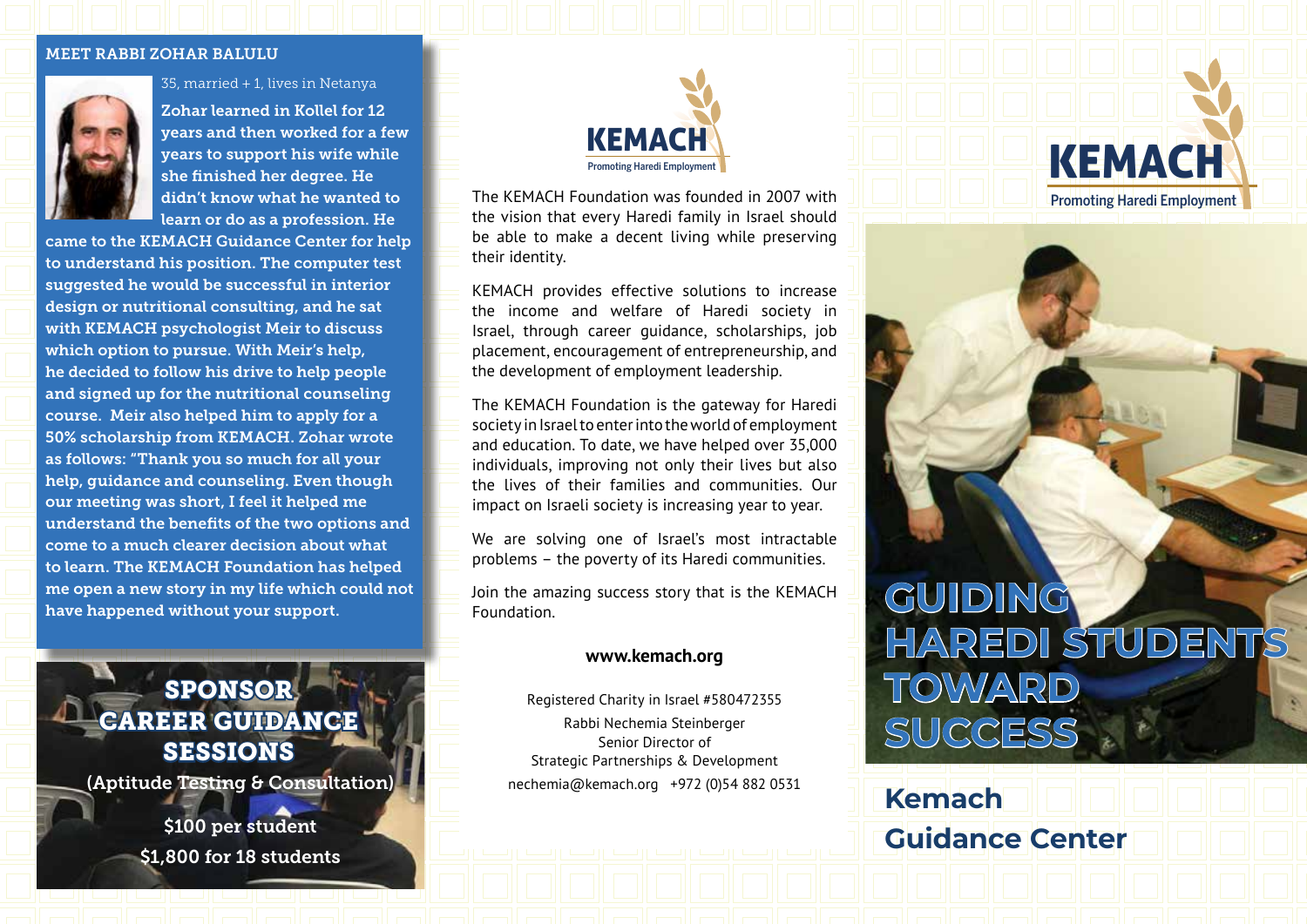## MEET RABBI ZOHAR BALULU

35, married + 1, lives in Netanya

**Zohar learned in Kollel for 12 years and then worked for a few years to support his wife while she finished her degree. He didn't know what he wanted to learn or do as a profession. He came to the KEMACH Guidance Center for help to understand his position. The computer test suggested he would be successful in interior design or nutritional consulting, and he sat with KEMACH psychologist Meir to discuss which option to pursue. With Meir's help, he decided to follow his drive to help people and signed up for the nutritional counseling course. Meir also helped him to apply for a 50% scholarship from KEMACH. Zohar wrote as follows: "Thank you so much for all your help, guidance and counseling. Even though our meeting was short, I feel it helped me understand the benefits of the two options and come to a much clearer decision about what to learn. The KEMACH Foundation has helped me open a new story in my life which could not have happened without your support.**

## SPONSOR CAREER GUIDANCE SESSIONS

**(Aptitude Testing & Consultation)**

**$100 per student**

**$1,800 for 18 students**

KEMACH
Promoting Haredi Employment

The KEMACH Foundation was founded in 2007 with the vision that every Haredi family in Israel should be able to make a decent living while preserving their identity.

KEMACH provides effective solutions to increase the income and welfare of Haredi society in Israel, through career guidance, scholarships, job placement, encouragement of entrepreneurship, and the development of employment leadership.

The KEMACH Foundation is the gateway for Haredi society in Israel to enter into the world of employment and education. To date, we have helped over 35,000 individuals, improving not only their lives but also the lives of their families and communities. Our impact on Israeli society is increasing year to year.

We are solving one of Israel's most intractable problems – the poverty of its Haredi communities.

Join the amazing success story that is the KEMACH Foundation.

**www.kemach.org**

Registered Charity in Israel #580472355

Rabbi Nechemia Steinberger
Senior Director of
Strategic Partnerships & Development

nechemia@kemach.org   +972 (0)54 882 0531

KEMACH
Promoting Haredi Employment

# GUIDING HAREDI STUDENTS TOWARD SUCCESS

## Kemach Guidance Center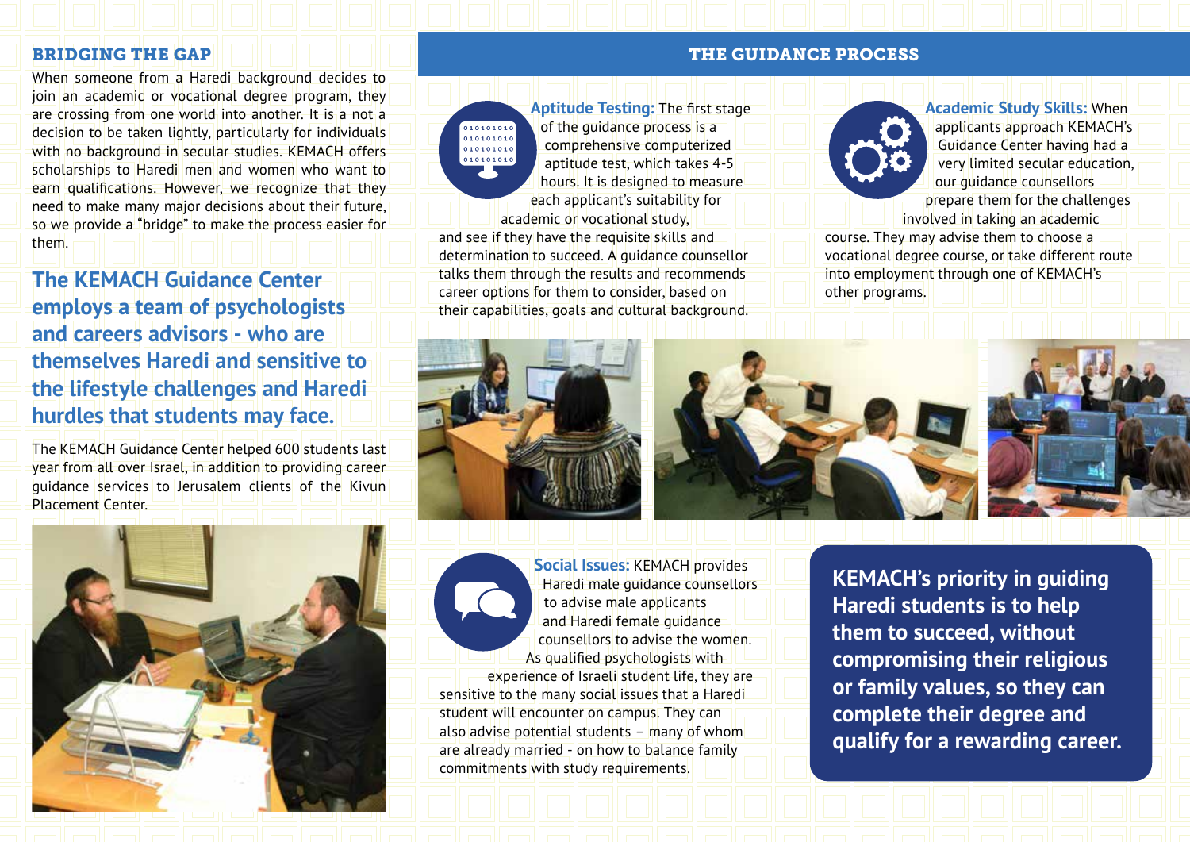## BRIDGING THE GAP

When someone from a Haredi background decides to join an academic or vocational degree program, they are crossing from one world into another. It is a not a decision to be taken lightly, particularly for individuals with no background in secular studies. KEMACH offers scholarships to Haredi men and women who want to earn qualifications. However, we recognize that they need to make many major decisions about their future, so we provide a "bridge" to make the process easier for them.

**The KEMACH Guidance Center employs a team of psychologists and careers advisors - who are themselves Haredi and sensitive to the lifestyle challenges and Haredi hurdles that students may face.**

The KEMACH Guidance Center helped 600 students last year from all over Israel, in addition to providing career guidance services to Jerusalem clients of the Kivun Placement Center.

## THE GUIDANCE PROCESS

**Aptitude Testing:** The first stage of the guidance process is a comprehensive computerized aptitude test, which takes 4-5 hours. It is designed to measure each applicant's suitability for academic or vocational study, and see if they have the requisite skills and determination to succeed. A guidance counsellor talks them through the results and recommends career options for them to consider, based on their capabilities, goals and cultural background.

**Academic Study Skills:** When applicants approach KEMACH's Guidance Center having had a very limited secular education, our guidance counsellors prepare them for the challenges involved in taking an academic course. They may advise them to choose a vocational degree course, or take different route into employment through one of KEMACH's other programs.

**Social Issues:** KEMACH provides Haredi male guidance counsellors to advise male applicants and Haredi female guidance counsellors to advise the women. As qualified psychologists with experience of Israeli student life, they are sensitive to the many social issues that a Haredi student will encounter on campus. They can also advise potential students – many of whom are already married - on how to balance family commitments with study requirements.

**KEMACH's priority in guiding Haredi students is to help them to succeed, without compromising their religious or family values, so they can complete their degree and qualify for a rewarding career.**